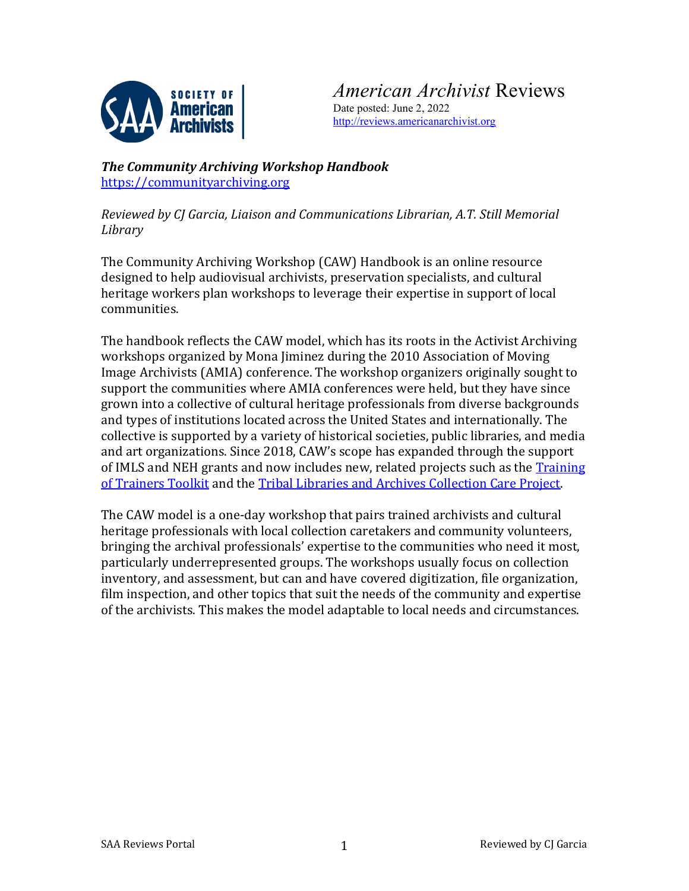*American Archivist* Reviews
Date posted: June 2, 2022
http://reviews.americanarchivist.org

***The Community Archiving Workshop Handbook***
https://communityarchiving.org

*Reviewed by CJ Garcia, Liaison and Communications Librarian, A.T. Still Memorial Library*

The Community Archiving Workshop (CAW) Handbook is an online resource designed to help audiovisual archivists, preservation specialists, and cultural heritage workers plan workshops to leverage their expertise in support of local communities.

The handbook reflects the CAW model, which has its roots in the Activist Archiving workshops organized by Mona Jiminez during the 2010 Association of Moving Image Archivists (AMIA) conference. The workshop organizers originally sought to support the communities where AMIA conferences were held, but they have since grown into a collective of cultural heritage professionals from diverse backgrounds and types of institutions located across the United States and internationally. The collective is supported by a variety of historical societies, public libraries, and media and art organizations. Since 2018, CAW's scope has expanded through the support of IMLS and NEH grants and now includes new, related projects such as the Training of Trainers Toolkit and the Tribal Libraries and Archives Collection Care Project.

The CAW model is a one-day workshop that pairs trained archivists and cultural heritage professionals with local collection caretakers and community volunteers, bringing the archival professionals' expertise to the communities who need it most, particularly underrepresented groups. The workshops usually focus on collection inventory, and assessment, but can and have covered digitization, file organization, film inspection, and other topics that suit the needs of the community and expertise of the archivists. This makes the model adaptable to local needs and circumstances.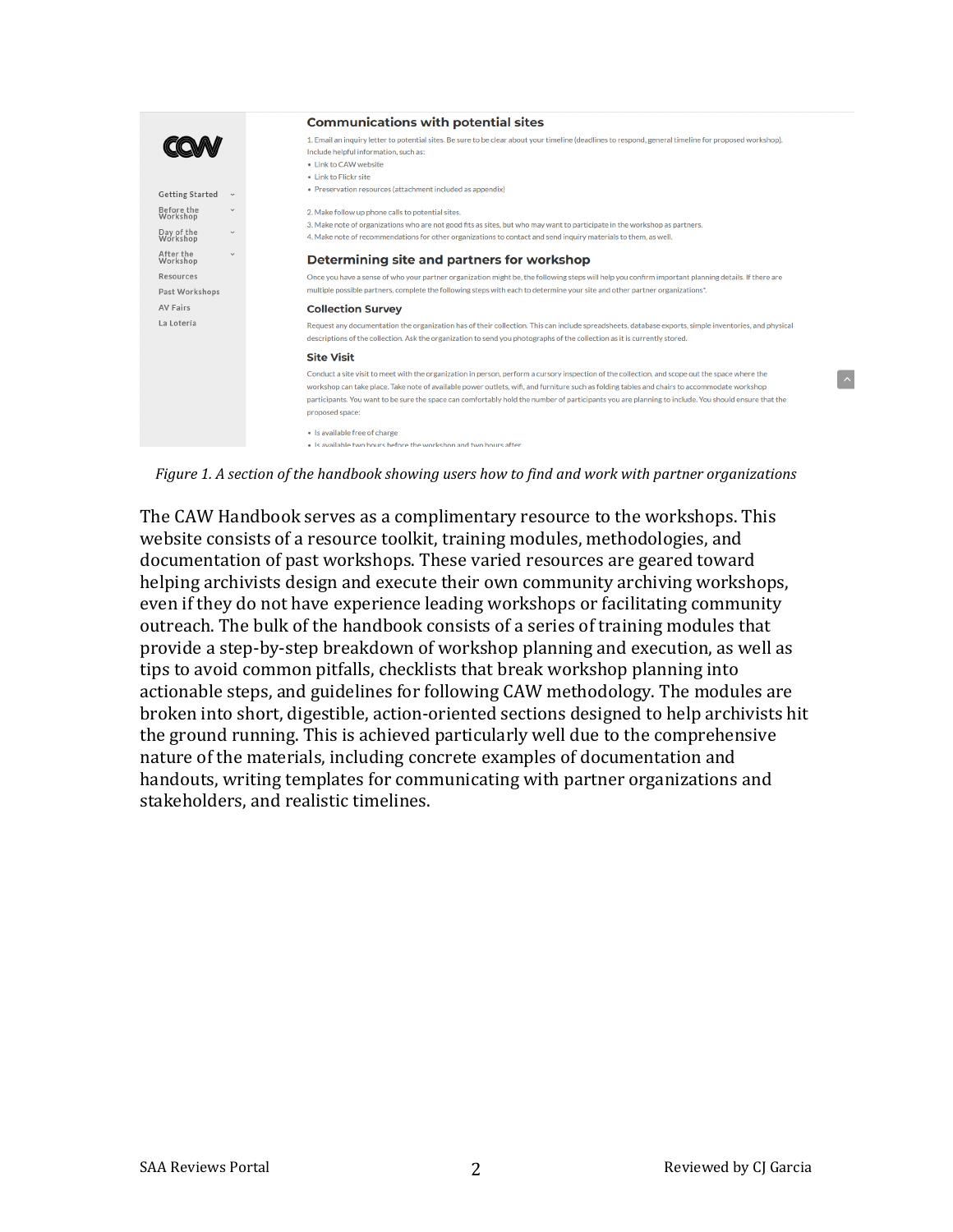*Figure 1. A section of the handbook showing users how to find and work with partner organizations*

The CAW Handbook serves as a complimentary resource to the workshops. This website consists of a resource toolkit, training modules, methodologies, and documentation of past workshops. These varied resources are geared toward helping archivists design and execute their own community archiving workshops, even if they do not have experience leading workshops or facilitating community outreach. The bulk of the handbook consists of a series of training modules that provide a step-by-step breakdown of workshop planning and execution, as well as tips to avoid common pitfalls, checklists that break workshop planning into actionable steps, and guidelines for following CAW methodology. The modules are broken into short, digestible, action-oriented sections designed to help archivists hit the ground running. This is achieved particularly well due to the comprehensive nature of the materials, including concrete examples of documentation and handouts, writing templates for communicating with partner organizations and stakeholders, and realistic timelines.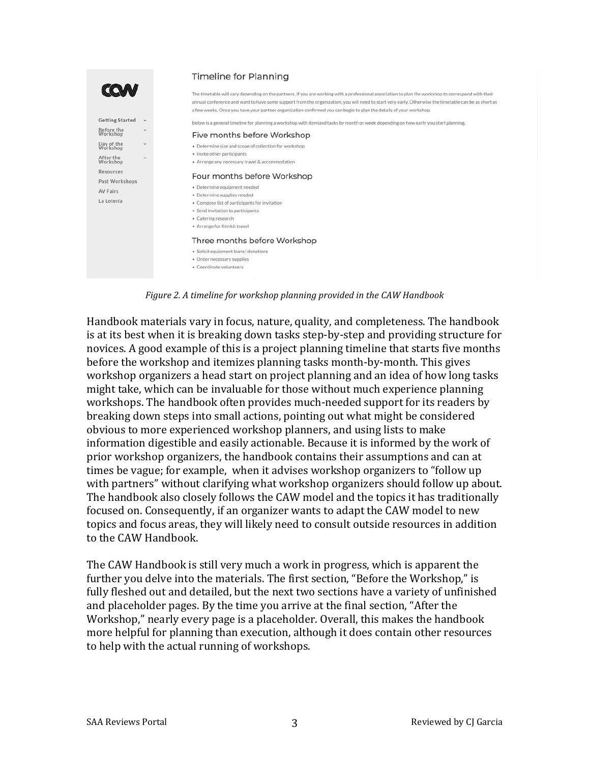*Figure 2. A timeline for workshop planning provided in the CAW Handbook*

Handbook materials vary in focus, nature, quality, and completeness. The handbook is at its best when it is breaking down tasks step-by-step and providing structure for novices. A good example of this is a project planning timeline that starts five months before the workshop and itemizes planning tasks month-by-month. This gives workshop organizers a head start on project planning and an idea of how long tasks might take, which can be invaluable for those without much experience planning workshops. The handbook often provides much-needed support for its readers by breaking down steps into small actions, pointing out what might be considered obvious to more experienced workshop planners, and using lists to make information digestible and easily actionable. Because it is informed by the work of prior workshop organizers, the handbook contains their assumptions and can at times be vague; for example, when it advises workshop organizers to "follow up with partners" without clarifying what workshop organizers should follow up about. The handbook also closely follows the CAW model and the topics it has traditionally focused on. Consequently, if an organizer wants to adapt the CAW model to new topics and focus areas, they will likely need to consult outside resources in addition to the CAW Handbook.

The CAW Handbook is still very much a work in progress, which is apparent the further you delve into the materials. The first section, "Before the Workshop," is fully fleshed out and detailed, but the next two sections have a variety of unfinished and placeholder pages. By the time you arrive at the final section, "After the Workshop," nearly every page is a placeholder. Overall, this makes the handbook more helpful for planning than execution, although it does contain other resources to help with the actual running of workshops.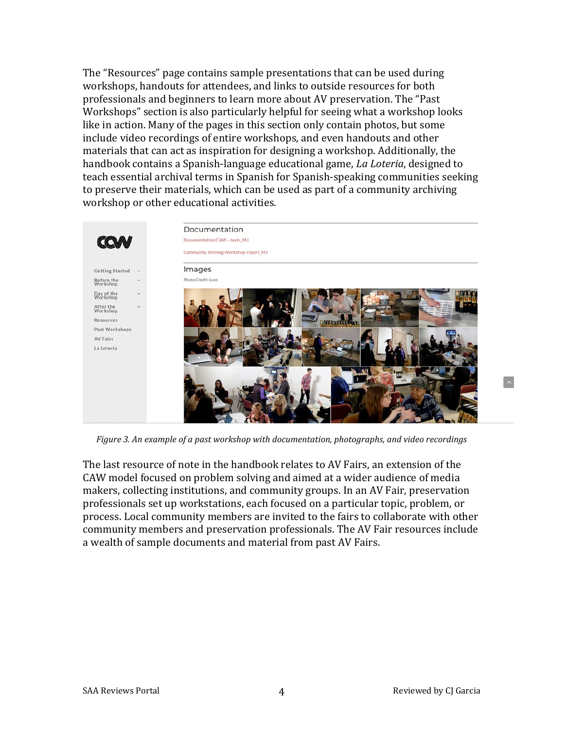The “Resources” page contains sample presentations that can be used during workshops, handouts for attendees, and links to outside resources for both professionals and beginners to learn more about AV preservation. The “Past Workshops” section is also particularly helpful for seeing what a workshop looks like in action. Many of the pages in this section only contain photos, but some include video recordings of entire workshops, and even handouts and other materials that can act as inspiration for designing a workshop. Additionally, the handbook contains a Spanish-language educational game, *La Loteria*, designed to teach essential archival terms in Spanish for Spanish-speaking communities seeking to preserve their materials, which can be used as part of a community archiving workshop or other educational activities.

*Figure 3. An example of a past workshop with documentation, photographs, and video recordings*

The last resource of note in the handbook relates to AV Fairs, an extension of the CAW model focused on problem solving and aimed at a wider audience of media makers, collecting institutions, and community groups. In an AV Fair, preservation professionals set up workstations, each focused on a particular topic, problem, or process. Local community members are invited to the fairs to collaborate with other community members and preservation professionals. The AV Fair resources include a wealth of sample documents and material from past AV Fairs.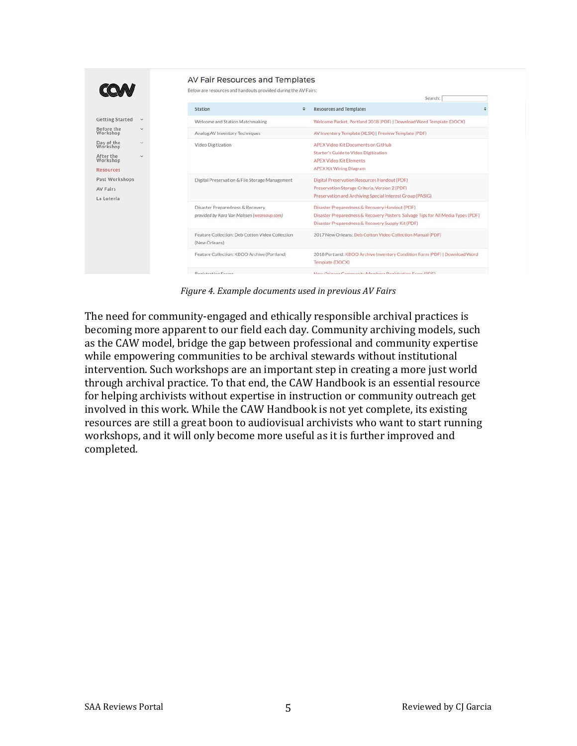*Figure 4. Example documents used in previous AV Fairs*

The need for community-engaged and ethically responsible archival practices is becoming more apparent to our field each day. Community archiving models, such as the CAW model, bridge the gap between professional and community expertise while empowering communities to be archival stewards without institutional intervention. Such workshops are an important step in creating a more just world through archival practice. To that end, the CAW Handbook is an essential resource for helping archivists without expertise in instruction or community outreach get involved in this work. While the CAW Handbook is not yet complete, its existing resources are still a great boon to audiovisual archivists who want to start running workshops, and it will only become more useful as it is further improved and completed.